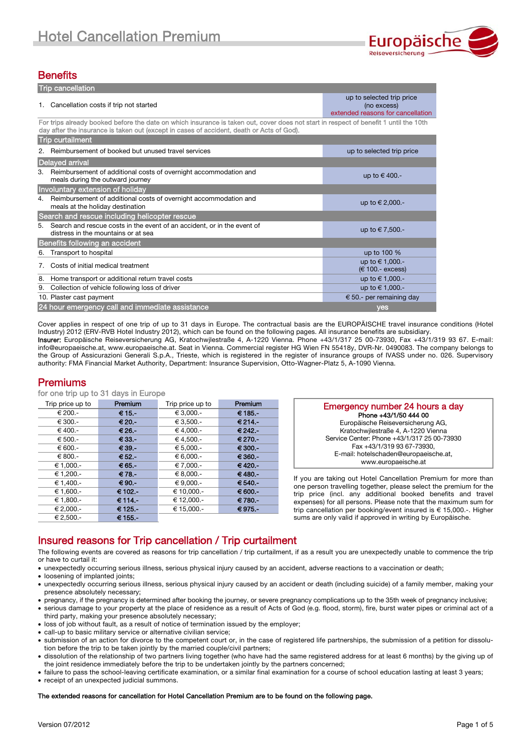# Hotel Cancellation Premium

Europäische Reiseversicherung

## Benefits

| Benefit | Sum insured |
|---|---|
| **Trip cancellation** | |
| 1. Cancellation costs if trip not started | up to selected trip price (no excess) extended reasons for cancellation |
| For trips already booked before the date on which insurance is taken out, cover does not start in respect of benefit 1 until the 10th day after the insurance is taken out (except in cases of accident, death or Acts of God). | |
| **Trip curtailment** | |
| 2. Reimbursement of booked but unused travel services | up to selected trip price |
| **Delayed arrival** | |
| 3. Reimbursement of additional costs of overnight accommodation and meals during the outward journey | up to € 400.- |
| **Involuntary extension of holiday** | |
| 4. Reimbursement of additional costs of overnight accommodation and meals at the holiday destination | up to € 2,000.- |
| **Search and rescue including helicopter rescue** | |
| 5. Search and rescue costs in the event of an accident, or in the event of distress in the mountains or at sea | up to € 7,500.- |
| **Benefits following an accident** | |
| 6. Transport to hospital | up to 100 % |
| 7. Costs of initial medical treatment | up to € 1,000.- (€ 100.- excess) |
| 8. Home transport or additional return travel costs | up to € 1,000.- |
| 9. Collection of vehicle following loss of driver | up to € 1,000.- |
| 10. Plaster cast payment | € 50.- per remaining day |
| **24 hour emergency call and immediate assistance** | **yes** |

Cover applies in respect of one trip of up to 31 days in Europe. The contractual basis are the EUROPÄISCHE travel insurance conditions (Hotel Industry) 2012 (ERV-RVB Hotel Industry 2012), which can be found on the following pages. All insurance benefits are subsidiary.

**Insurer:** Europäische Reiseversicherung AG, Kratochwjlestraße 4, A-1220 Vienna. Phone +43/1/317 25 00-73930, Fax +43/1/319 93 67. E-mail: info@europaeische.at, www.europaeische.at. Seat in Vienna. Commercial register HG Wien FN 55418y, DVR-Nr. 0490083. The company belongs to the Group of Assicurazioni Generali S.p.A., Trieste, which is registered in the register of insurance groups of IVASS under no. 026. Supervisory authority: FMA Financial Market Authority, Department: Insurance Supervision, Otto-Wagner-Platz 5, A-1090 Vienna.

## Premiums

for one trip up to 31 days in Europe

| Trip price up to | Premium | Trip price up to | Premium |
|---|---|---|---|
| € 200.- | **€ 15.-** | € 3,000.- | **€ 185.-** |
| € 300.- | **€ 20.-** | € 3,500.- | **€ 214.-** |
| € 400.- | **€ 26.-** | € 4,000.- | **€ 242.-** |
| € 500.- | **€ 33.-** | € 4,500.- | **€ 270.-** |
| € 600.- | **€ 39.-** | € 5,000.- | **€ 300.-** |
| € 800.- | **€ 52.-** | € 6,000.- | **€ 360.-** |
| € 1,000.- | **€ 65.-** | € 7,000.- | **€ 420.-** |
| € 1,200.- | **€ 78.-** | € 8,000.- | **€ 480.-** |
| € 1,400.- | **€ 90.-** | € 9,000.- | **€ 540.-** |
| € 1,600.- | **€ 102.-** | € 10,000.- | **€ 600.-** |
| € 1,800.- | **€ 114.-** | € 12,000.- | **€ 780.-** |
| € 2,000.- | **€ 125.-** | € 15,000.- | **€ 975.-** |
| € 2,500.- | **€ 155.-** | | |

### Emergency number 24 hours a day

**Phone +43/1/50 444 00**
Europäische Reiseversicherung AG,
Kratochwjlestraße 4, A-1220 Vienna
Service Center: Phone +43/1/317 25 00-73930
Fax +43/1/319 93 67-73930,
E-mail: hotelschaden@europaeische.at,
www.europaeische.at

If you are taking out Hotel Cancellation Premium for more than one person travelling together, please select the premium for the trip price (incl. any additional booked benefits and travel expenses) for all persons. Please note that the maximum sum for trip cancellation per booking/event insured is € 15,000.-. Higher sums are only valid if approved in writing by Europäische.

## Insured reasons for Trip cancellation / Trip curtailment

The following events are covered as reasons for trip cancellation / trip curtailment, if as a result you are unexpectedly unable to commence the trip or have to curtail it:

- unexpectedly occurring serious illness, serious physical injury caused by an accident, adverse reactions to a vaccination or death;
- loosening of implanted joints;
- unexpectedly occurring serious illness, serious physical injury caused by an accident or death (including suicide) of a family member, making your presence absolutely necessary;
- pregnancy, if the pregnancy is determined after booking the journey, or severe pregnancy complications up to the 35th week of pregnancy inclusive;
- serious damage to your property at the place of residence as a result of Acts of God (e.g. flood, storm), fire, burst water pipes or criminal act of a third party, making your presence absolutely necessary;
- loss of job without fault, as a result of notice of termination issued by the employer;
- call-up to basic military service or alternative civilian service;
- submission of an action for divorce to the competent court or, in the case of registered life partnerships, the submission of a petition for dissolution before the trip to be taken jointly by the married couple/civil partners;
- dissolution of the relationship of two partners living together (who have had the same registered address for at least 6 months) by the giving up of the joint residence immediately before the trip to be undertaken jointly by the partners concerned;
- failure to pass the school-leaving certificate examination, or a similar final examination for a course of school education lasting at least 3 years;
- receipt of an unexpected judicial summons.

**The extended reasons for cancellation for Hotel Cancellation Premium are to be found on the following page.**

Version 07/2012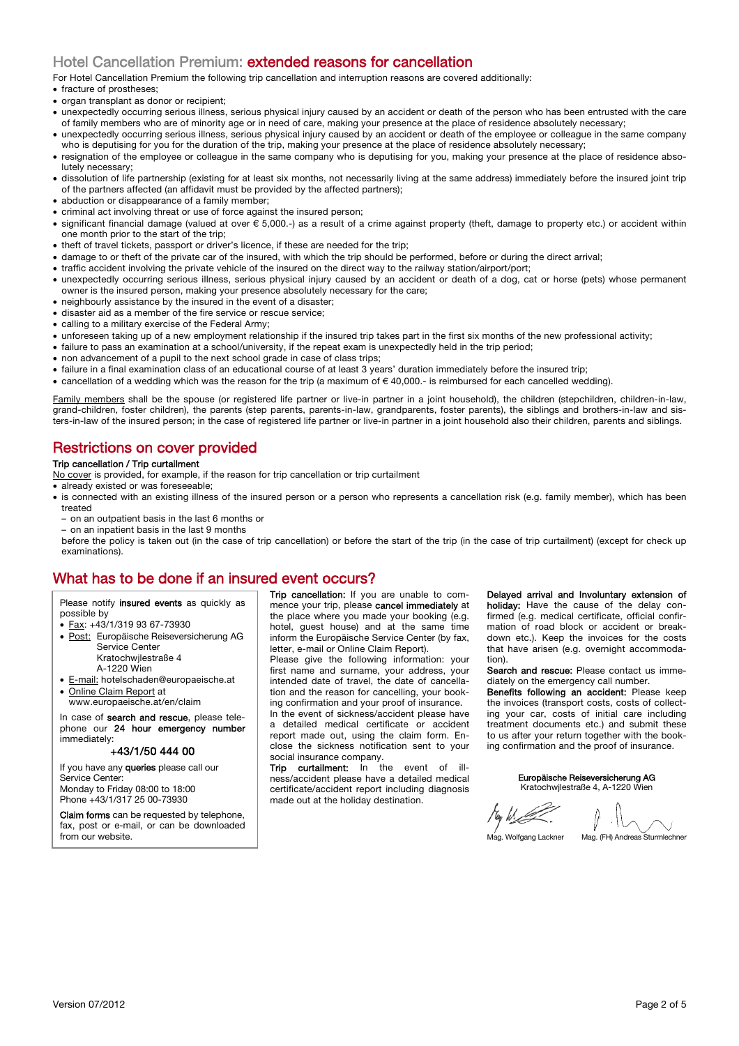## Hotel Cancellation Premium: extended reasons for cancellation

For Hotel Cancellation Premium the following trip cancellation and interruption reasons are covered additionally:

- fracture of prostheses;
- organ transplant as donor or recipient;
- unexpectedly occurring serious illness, serious physical injury caused by an accident or death of the person who has been entrusted with the care of family members who are of minority age or in need of care, making your presence at the place of residence absolutely necessary;
- unexpectedly occurring serious illness, serious physical injury caused by an accident or death of the employee or colleague in the same company who is deputising for you for the duration of the trip, making your presence at the place of residence absolutely necessary;
- resignation of the employee or colleague in the same company who is deputising for you, making your presence at the place of residence absolutely necessary;
- dissolution of life partnership (existing for at least six months, not necessarily living at the same address) immediately before the insured joint trip of the partners affected (an affidavit must be provided by the affected partners);
- abduction or disappearance of a family member;
- criminal act involving threat or use of force against the insured person;
- significant financial damage (valued at over € 5,000.-) as a result of a crime against property (theft, damage to property etc.) or accident within one month prior to the start of the trip;
- theft of travel tickets, passport or driver's licence, if these are needed for the trip;
- damage to or theft of the private car of the insured, with which the trip should be performed, before or during the direct arrival;
- traffic accident involving the private vehicle of the insured on the direct way to the railway station/airport/port;
- unexpectedly occurring serious illness, serious physical injury caused by an accident or death of a dog, cat or horse (pets) whose permanent owner is the insured person, making your presence absolutely necessary for the care;
- neighbourly assistance by the insured in the event of a disaster;
- disaster aid as a member of the fire service or rescue service;
- calling to a military exercise of the Federal Army;
- unforeseen taking up of a new employment relationship if the insured trip takes part in the first six months of the new professional activity;
- failure to pass an examination at a school/university, if the repeat exam is unexpectedly held in the trip period;
- non advancement of a pupil to the next school grade in case of class trips;
- failure in a final examination class of an educational course of at least 3 years' duration immediately before the insured trip;
- cancellation of a wedding which was the reason for the trip (a maximum of € 40,000.- is reimbursed for each cancelled wedding).

Family members shall be the spouse (or registered life partner or live-in partner in a joint household), the children (stepchildren, children-in-law, grand-children, foster children), the parents (step parents, parents-in-law, grandparents, foster parents), the siblings and brothers-in-law and sisters-in-law of the insured person; in the case of registered life partner or live-in partner in a joint household also their children, parents and siblings.

## Restrictions on cover provided

**Trip cancellation / Trip curtailment**

No cover is provided, for example, if the reason for trip cancellation or trip curtailment

- already existed or was foreseeable;
- is connected with an existing illness of the insured person or a person who represents a cancellation risk (e.g. family member), which has been treated
  - on an outpatient basis in the last 6 months or
  - on an inpatient basis in the last 9 months

  before the policy is taken out (in the case of trip cancellation) or before the start of the trip (in the case of trip curtailment) (except for check up examinations).

## What has to be done if an insured event occurs?

Please notify **insured events** as quickly as possible by

- Fax: +43/1/319 93 67-73930
- Post: Europäische Reiseversicherung AG
  Service Center
  Kratochwjlestraße 4
  A-1220 Wien
- E-mail: hotelschaden@europaeische.at
- Online Claim Report at www.europaeische.at/en/claim

In case of **search and rescue**, please telephone our **24 hour emergency number** immediately:

**+43/1/50 444 00**

If you have any **queries** please call our Service Center:
Monday to Friday 08:00 to 18:00
Phone +43/1/317 25 00-73930

**Claim forms** can be requested by telephone, fax, post or e-mail, or can be downloaded from our website.

**Trip cancellation:** If you are unable to commence your trip, please **cancel immediately** at the place where you made your booking (e.g. hotel, guest house) and at the same time inform the Europäische Service Center (by fax, letter, e-mail or Online Claim Report).
Please give the following information: your first name and surname, your address, your intended date of travel, the date of cancellation and the reason for cancelling, your booking confirmation and your proof of insurance.
In the event of sickness/accident please have a detailed medical certificate or accident report made out, using the claim form. Enclose the sickness notification sent to your social insurance company.

**Trip curtailment:** In the event of illness/accident please have a detailed medical certificate/accident report including diagnosis made out at the holiday destination.

**Delayed arrival and Involuntary extension of holiday:** Have the cause of the delay confirmed (e.g. medical certificate, official confirmation of road block or accident or breakdown etc.). Keep the invoices for the costs that have arisen (e.g. overnight accommodation).

**Search and rescue:** Please contact us immediately on the emergency call number.

**Benefits following an accident:** Please keep the invoices (transport costs, costs of collecting your car, costs of initial care including treatment documents etc.) and submit these to us after your return together with the booking confirmation and the proof of insurance.

**Europäische Reiseversicherung AG**
Kratochwjlestraße 4, A-1220 Wien

Mag. Wolfgang Lackner    Mag. (FH) Andreas Sturmlechner

Version 07/2012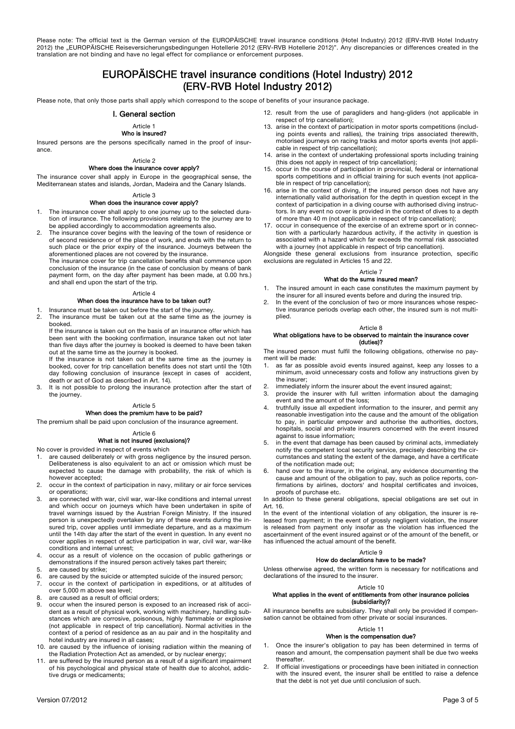Please note: The official text is the German version of the EUROPÄISCHE travel insurance conditions (Hotel Industry) 2012 (ERV-RVB Hotel Industry 2012) the „EUROPÄISCHE Reiseversicherungsbedingungen Hotellerie 2012 (ERV-RVB Hotellerie 2012)". Any discrepancies or differences created in the translation are not binding and have no legal effect for compliance or enforcement purposes.

# EUROPÄISCHE travel insurance conditions (Hotel Industry) 2012 (ERV-RVB Hotel Industry 2012)

Please note, that only those parts shall apply which correspond to the scope of benefits of your insurance package.

## I. General section

### Article 1
**Who is insured?**

Insured persons are the persons specifically named in the proof of insurance.

### Article 2
**Where does the insurance cover apply?**

The insurance cover shall apply in Europe in the geographical sense, the Mediterranean states and islands, Jordan, Madeira and the Canary Islands.

### Article 3
**When does the insurance cover apply?**

1. The insurance cover shall apply to one journey up to the selected duration of insurance. The following provisions relating to the journey are to be applied accordingly to accommodation agreements also.
2. The insurance cover begins with the leaving of the town of residence or of second residence or of the place of work, and ends with the return to such place or the prior expiry of the insurance. Journeys between the aforementioned places are not covered by the insurance.
   The insurance cover for trip cancellation benefits shall commence upon conclusion of the insurance (in the case of conclusion by means of bank payment form, on the day after payment has been made, at 0.00 hrs.) and shall end upon the start of the trip.

### Article 4
**When does the insurance have to be taken out?**

1. Insurance must be taken out before the start of the journey.
2. The insurance must be taken out at the same time as the journey is booked.
   If the insurance is taken out on the basis of an insurance offer which has been sent with the booking confirmation, insurance taken out not later than five days after the journey is booked is deemed to have been taken out at the same time as the journey is booked.
   If the insurance is not taken out at the same time as the journey is booked, cover for trip cancellation benefits does not start until the 10th day following conclusion of insurance (except in cases of accident, death or act of God as described in Art. 14).
3. It is not possible to prolong the insurance protection after the start of the journey.

### Article 5
**When does the premium have to be paid?**

The premium shall be paid upon conclusion of the insurance agreement.

### Article 6
**What is not insured (exclusions)?**

No cover is provided in respect of events which

1. are caused deliberately or with gross negligence by the insured person. Deliberateness is also equivalent to an act or omission which must be expected to cause the damage with probability, the risk of which is however accepted;
2. occur in the context of participation in navy, military or air force services or operations;
3. are connected with war, civil war, war-like conditions and internal unrest and which occur on journeys which have been undertaken in spite of travel warnings issued by the Austrian Foreign Ministry. If the insured person is unexpectedly overtaken by any of these events during the insured trip, cover applies until immediate departure, and as a maximum until the 14th day after the start of the event in question. In any event no cover applies in respect of active participation in war, civil war, war-like conditions and internal unrest;
4. occur as a result of violence on the occasion of public gatherings or demonstrations if the insured person actively takes part therein;
5. are caused by strike;
6. are caused by the suicide or attempted suicide of the insured person;
7. occur in the context of participation in expeditions, or at altitudes of over 5,000 m above sea level;
8. are caused as a result of official orders;
9. occur when the insured person is exposed to an increased risk of accident as a result of physical work, working with machinery, handling substances which are corrosive, poisonous, highly flammable or explosive (not applicable in respect of trip cancellation). Normal activities in the context of a period of residence as an au pair and in the hospitality and hotel industry are insured in all cases;
10. are caused by the influence of ionising radiation within the meaning of the Radiation Protection Act as amended, or by nuclear energy;
11. are suffered by the insured person as a result of a significant impairment of his psychological and physical state of health due to alcohol, addictive drugs or medicaments;
12. result from the use of paragliders and hang-gliders (not applicable in respect of trip cancellation);
13. arise in the context of participation in motor sports competitions (including points events and rallies), the training trips associated therewith, motorised journeys on racing tracks and motor sports events (not applicable in respect of trip cancellation);
14. arise in the context of undertaking professional sports including training (this does not apply in respect of trip cancellation);
15. occur in the course of participation in provincial, federal or international sports competitions and in official training for such events (not applicable in respect of trip cancellation);
16. arise in the context of diving, if the insured person does not have any internationally valid authorisation for the depth in question except in the context of participation in a diving course with authorised diving instructors. In any event no cover is provided in the context of dives to a depth of more than 40 m (not applicable in respect of trip cancellation);
17. occur in consequence of the exercise of an extreme sport or in connection with a particularly hazardous activity, if the activity in question is associated with a hazard which far exceeds the normal risk associated with a journey (not applicable in respect of trip cancellation).

Alongside these general exclusions from insurance protection, specific exclusions are regulated in Articles 15 and 22.

### Article 7
**What do the sums insured mean?**

1. The insured amount in each case constitutes the maximum payment by the insurer for all insured events before and during the insured trip.
2. In the event of the conclusion of two or more insurances whose respective insurance periods overlap each other, the insured sum is not multiplied.

### Article 8
**What obligations have to be observed to maintain the insurance cover (duties)?**

The insured person must fulfil the following obligations, otherwise no payment will be made:

1. as far as possible avoid events insured against, keep any losses to a minimum, avoid unnecessary costs and follow any instructions given by the insurer;
2. immediately inform the insurer about the event insured against;
3. provide the insurer with full written information about the damaging event and the amount of the loss;
4. truthfully issue all expedient information to the insurer, and permit any reasonable investigation into the cause and the amount of the obligation to pay, in particular empower and authorise the authorities, doctors, hospitals, social and private insurers concerned with the event insured against to issue information;
5. in the event that damage has been caused by criminal acts, immediately notify the competent local security service, precisely describing the circumstances and stating the extent of the damage, and have a certificate of the notification made out;
6. hand over to the insurer, in the original, any evidence documenting the cause and amount of the obligation to pay, such as police reports, confirmations by airlines, doctors' and hospital certificates and invoices, proofs of purchase etc.

In addition to these general obligations, special obligations are set out in Art. 16.

In the event of the intentional violation of any obligation, the insurer is released from payment; in the event of grossly negligent violation, the insurer is released from payment only insofar as the violation has influenced the ascertainment of the event insured against or of the amount of the benefit, or has influenced the actual amount of the benefit.

### Article 9
**How do declarations have to be made?**

Unless otherwise agreed, the written form is necessary for notifications and declarations of the insured to the insurer.

### Article 10
**What applies in the event of entitlements from other insurance policies (subsidiarity)?**

All insurance benefits are subsidiary. They shall only be provided if compensation cannot be obtained from other private or social insurances.

### Article 11
**When is the compensation due?**

1. Once the insurer's obligation to pay has been determined in terms of reason and amount, the compensation payment shall be due two weeks thereafter.
2. If official investigations or proceedings have been initiated in connection with the insured event, the insurer shall be entitled to raise a defence that the debt is not yet due until conclusion of such.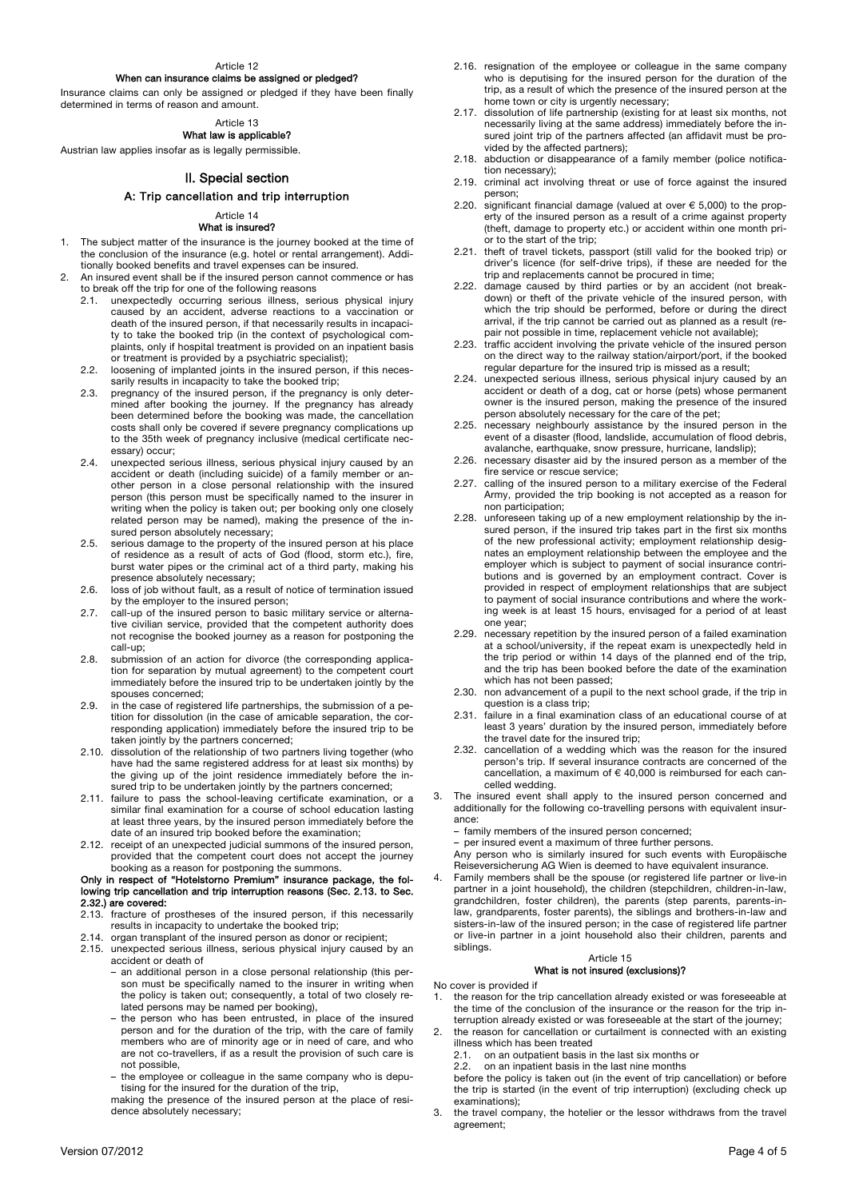#### Article 12
#### When can insurance claims be assigned or pledged?

Insurance claims can only be assigned or pledged if they have been finally determined in terms of reason and amount.

#### Article 13
#### What law is applicable?

Austrian law applies insofar as is legally permissible.

## II. Special section

### A: Trip cancellation and trip interruption

#### Article 14
#### What is insured?

1. The subject matter of the insurance is the journey booked at the time of the conclusion of the insurance (e.g. hotel or rental arrangement). Additionally booked benefits and travel expenses can be insured.
2. An insured event shall be if the insured person cannot commence or has to break off the trip for one of the following reasons
   - 2.1. unexpectedly occurring serious illness, serious physical injury caused by an accident, adverse reactions to a vaccination or death of the insured person, if that necessarily results in incapacity to take the booked trip (in the context of psychological complaints, only if hospital treatment is provided on an inpatient basis or treatment is provided by a psychiatric specialist);
   - 2.2. loosening of implanted joints in the insured person, if this necessarily results in incapacity to take the booked trip;
   - 2.3. pregnancy of the insured person, if the pregnancy is only determined after booking the journey. If the pregnancy has already been determined before the booking was made, the cancellation costs shall only be covered if severe pregnancy complications up to the 35th week of pregnancy inclusive (medical certificate necessary) occur;
   - 2.4. unexpected serious illness, serious physical injury caused by an accident or death (including suicide) of a family member or another person in a close personal relationship with the insured person (this person must be specifically named to the insurer in writing when the policy is taken out; per booking only one closely related person may be named), making the presence of the insured person absolutely necessary;
   - 2.5. serious damage to the property of the insured person at his place of residence as a result of acts of God (flood, storm etc.), fire, burst water pipes or the criminal act of a third party, making his presence absolutely necessary;
   - 2.6. loss of job without fault, as a result of notice of termination issued by the employer to the insured person;
   - 2.7. call-up of the insured person to basic military service or alternative civilian service, provided that the competent authority does not recognise the booked journey as a reason for postponing the call-up;
   - 2.8. submission of an action for divorce (the corresponding application for separation by mutual agreement) to the competent court immediately before the insured trip to be undertaken jointly by the spouses concerned;
   - 2.9. in the case of registered life partnerships, the submission of a petition for dissolution (in the case of amicable separation, the corresponding application) immediately before the insured trip to be taken jointly by the partners concerned;
   - 2.10. dissolution of the relationship of two partners living together (who have had the same registered address for at least six months) by the giving up of the joint residence immediately before the insured trip to be undertaken jointly by the partners concerned;
   - 2.11. failure to pass the school-leaving certificate examination, or a similar final examination for a course of school education lasting at least three years, by the insured person immediately before the date of an insured trip booked before the examination;
   - 2.12. receipt of an unexpected judicial summons of the insured person, provided that the competent court does not accept the journey booking as a reason for postponing the summons.

   **Only in respect of "Hotelstorno Premium" insurance package, the following trip cancellation and trip interruption reasons (Sec. 2.13. to Sec. 2.32.) are covered:**

   - 2.13. fracture of prostheses of the insured person, if this necessarily results in incapacity to undertake the booked trip;
   - 2.14. organ transplant of the insured person as donor or recipient;
   - 2.15. unexpected serious illness, serious physical injury caused by an accident or death of
     - an additional person in a close personal relationship (this person must be specifically named to the insurer in writing when the policy is taken out; consequently, a total of two closely related persons may be named per booking),
     - the person who has been entrusted, in place of the insured person and for the duration of the trip, with the care of family members who are of minority age or in need of care, and who are not co-travellers, if as a result the provision of such care is not possible,
     - the employee or colleague in the same company who is deputising for the insured for the duration of the trip,

     making the presence of the insured person at the place of residence absolutely necessary;
   - 2.16. resignation of the employee or colleague in the same company who is deputising for the insured person for the duration of the trip, as a result of which the presence of the insured person at the home town or city is urgently necessary;
   - 2.17. dissolution of life partnership (existing for at least six months, not necessarily living at the same address) immediately before the insured joint trip of the partners affected (an affidavit must be provided by the affected partners);
   - 2.18. abduction or disappearance of a family member (police notification necessary);
   - 2.19. criminal act involving threat or use of force against the insured person;
   - 2.20. significant financial damage (valued at over € 5,000) to the property of the insured person as a result of a crime against property (theft, damage to property etc.) or accident within one month prior to the start of the trip;
   - 2.21. theft of travel tickets, passport (still valid for the booked trip) or driver's licence (for self-drive trips), if these are needed for the trip and replacements cannot be procured in time;
   - 2.22. damage caused by third parties or by an accident (not breakdown) or theft of the private vehicle of the insured person, with which the trip should be performed, before or during the direct arrival, if the trip cannot be carried out as planned as a result (repair not possible in time, replacement vehicle not available);
   - 2.23. traffic accident involving the private vehicle of the insured person on the direct way to the railway station/airport/port, if the booked regular departure for the insured trip is missed as a result;
   - 2.24. unexpected serious illness, serious physical injury caused by an accident or death of a dog, cat or horse (pets) whose permanent owner is the insured person, making the presence of the insured person absolutely necessary for the care of the pet;
   - 2.25. necessary neighbourly assistance by the insured person in the event of a disaster (flood, landslide, accumulation of flood debris, avalanche, earthquake, snow pressure, hurricane, landslip);
   - 2.26. necessary disaster aid by the insured person as a member of the fire service or rescue service;
   - 2.27. calling of the insured person to a military exercise of the Federal Army, provided the trip booking is not accepted as a reason for non participation;
   - 2.28. unforeseen taking up of a new employment relationship by the insured person, if the insured trip takes part in the first six months of the new professional activity; employment relationship designates an employment relationship between the employee and the employer which is subject to payment of social insurance contributions and is governed by an employment contract. Cover is provided in respect of employment relationships that are subject to payment of social insurance contributions and where the working week is at least 15 hours, envisaged for a period of at least one year;
   - 2.29. necessary repetition by the insured person of a failed examination at a school/university, if the repeat exam is unexpectedly held in the trip period or within 14 days of the planned end of the trip, and the trip has been booked before the date of the examination which has not been passed;
   - 2.30. non advancement of a pupil to the next school grade, if the trip in question is a class trip;
   - 2.31. failure in a final examination class of an educational course of at least 3 years' duration by the insured person, immediately before the travel date for the insured trip;
   - 2.32. cancellation of a wedding which was the reason for the insured person's trip. If several insurance contracts are concerned of the cancellation, a maximum of € 40,000 is reimbursed for each cancelled wedding.
3. The insured event shall apply to the insured person concerned and additionally for the following co-travelling persons with equivalent insurance:
   - family members of the insured person concerned;
   - per insured event a maximum of three further persons.

   Any person who is similarly insured for such events with Europäische Reiseversicherung AG Wien is deemed to have equivalent insurance.
4. Family members shall be the spouse (or registered life partner or live-in partner in a joint household), the children (stepchildren, children-in-law, grandchildren, foster children), the parents (step parents, parents-in-law, grandparents, foster parents), the siblings and brothers-in-law and sisters-in-law of the insured person; in the case of registered life partner or live-in partner in a joint household also their children, parents and siblings.

#### Article 15
#### What is not insured (exclusions)?

No cover is provided if

1. the reason for the trip cancellation already existed or was foreseeable at the time of the conclusion of the insurance or the reason for the trip interruption already existed or was foreseeable at the start of the journey;
2. the reason for cancellation or curtailment is connected with an existing illness which has been treated
   - 2.1. on an outpatient basis in the last six months or
   - 2.2. on an inpatient basis in the last nine months

   before the policy is taken out (in the event of trip cancellation) or before the trip is started (in the event of trip interruption) (excluding check up examinations);
3. the travel company, the hotelier or the lessor withdraws from the travel agreement;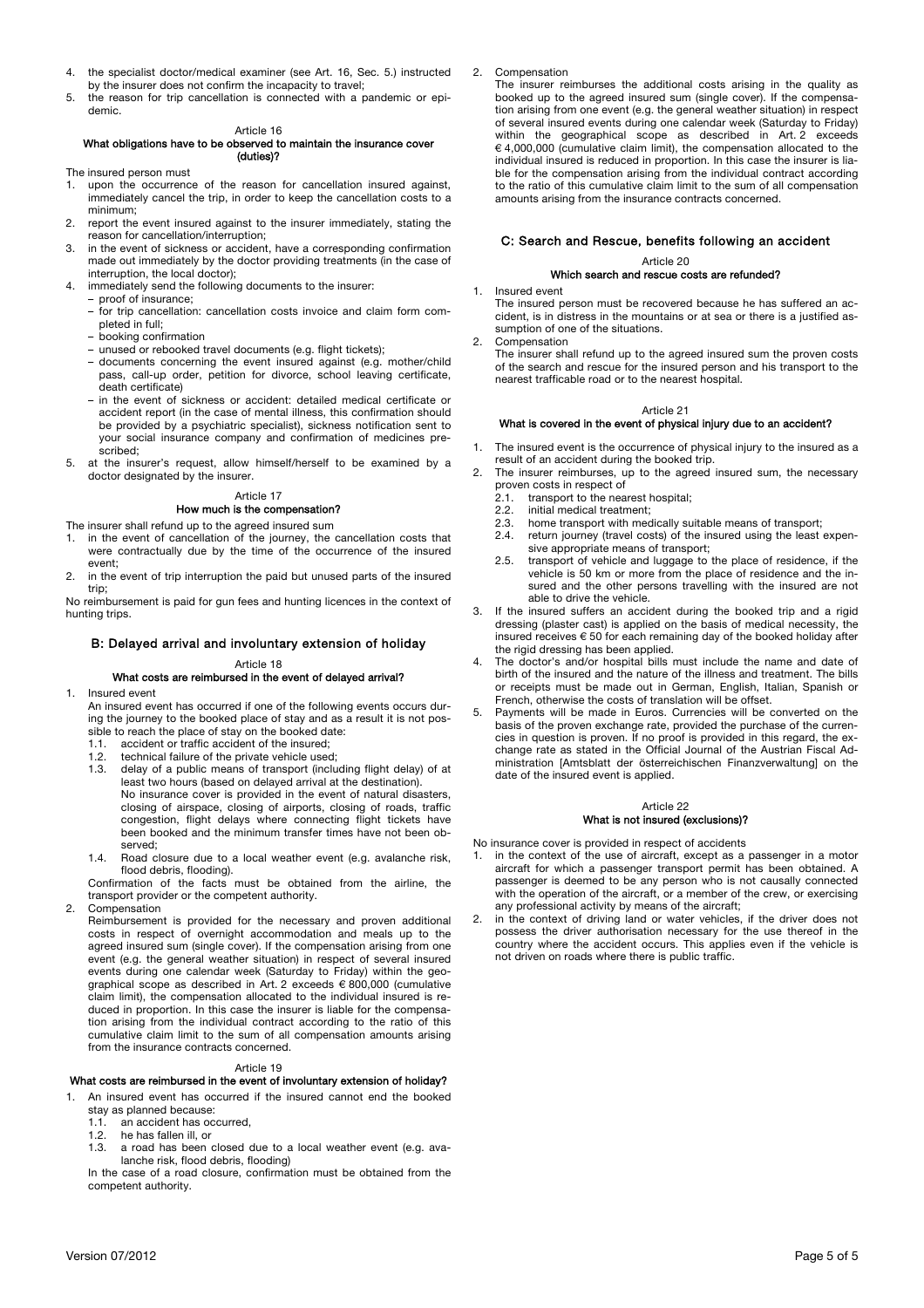4. the specialist doctor/medical examiner (see Art. 16, Sec. 5.) instructed by the insurer does not confirm the incapacity to travel;
5. the reason for trip cancellation is connected with a pandemic or epidemic.

Article 16
**What obligations have to be observed to maintain the insurance cover (duties)?**

The insured person must

1. upon the occurrence of the reason for cancellation insured against, immediately cancel the trip, in order to keep the cancellation costs to a minimum;
2. report the event insured against to the insurer immediately, stating the reason for cancellation/interruption;
3. in the event of sickness or accident, have a corresponding confirmation made out immediately by the doctor providing treatments (in the case of interruption, the local doctor);
4. immediately send the following documents to the insurer:
   – proof of insurance;
   – for trip cancellation: cancellation costs invoice and claim form completed in full;
   – booking confirmation
   – unused or rebooked travel documents (e.g. flight tickets);
   – documents concerning the event insured against (e.g. mother/child pass, call-up order, petition for divorce, school leaving certificate, death certificate)
   – in the event of sickness or accident: detailed medical certificate or accident report (in the case of mental illness, this confirmation should be provided by a psychiatric specialist), sickness notification sent to your social insurance company and confirmation of medicines prescribed;
5. at the insurer's request, allow himself/herself to be examined by a doctor designated by the insurer.

Article 17
**How much is the compensation?**

The insurer shall refund up to the agreed insured sum

1. in the event of cancellation of the journey, the cancellation costs that were contractually due by the time of the occurrence of the insured event;
2. in the event of trip interruption the paid but unused parts of the insured trip;

No reimbursement is paid for gun fees and hunting licences in the context of hunting trips.

## B: Delayed arrival and involuntary extension of holiday

Article 18
**What costs are reimbursed in the event of delayed arrival?**

1. Insured event
   An insured event has occurred if one of the following events occurs during the journey to the booked place of stay and as a result it is not possible to reach the place of stay on the booked date:
   1.1. accident or traffic accident of the insured;
   1.2. technical failure of the private vehicle used;
   1.3. delay of a public means of transport (including flight delay) of at least two hours (based on delayed arrival at the destination).
   No insurance cover is provided in the event of natural disasters, closing of airspace, closing of airports, closing of roads, traffic congestion, flight delays where connecting flight tickets have been booked and the minimum transfer times have not been observed;
   1.4. Road closure due to a local weather event (e.g. avalanche risk, flood debris, flooding).
   Confirmation of the facts must be obtained from the airline, the transport provider or the competent authority.
2. Compensation
   Reimbursement is provided for the necessary and proven additional costs in respect of overnight accommodation and meals up to the agreed insured sum (single cover). If the compensation arising from one event (e.g. the general weather situation) in respect of several insured events during one calendar week (Saturday to Friday) within the geographical scope as described in Art. 2 exceeds € 800,000 (cumulative claim limit), the compensation allocated to the individual insured is reduced in proportion. In this case the insurer is liable for the compensation arising from the individual contract according to the ratio of this cumulative claim limit to the sum of all compensation amounts arising from the insurance contracts concerned.

Article 19
**What costs are reimbursed in the event of involuntary extension of holiday?**

1. An insured event has occurred if the insured cannot end the booked stay as planned because:
   1.1. an accident has occurred,
   1.2. he has fallen ill, or
   1.3. a road has been closed due to a local weather event (e.g. avalanche risk, flood debris, flooding)
   In the case of a road closure, confirmation must be obtained from the competent authority.
2. Compensation
   The insurer reimburses the additional costs arising in the quality as booked up to the agreed insured sum (single cover). If the compensation arising from one event (e.g. the general weather situation) in respect of several insured events during one calendar week (Saturday to Friday) within the geographical scope as described in Art. 2 exceeds € 4,000,000 (cumulative claim limit), the compensation allocated to the individual insured is reduced in proportion. In this case the insurer is liable for the compensation arising from the individual contract according to the ratio of this cumulative claim limit to the sum of all compensation amounts arising from the insurance contracts concerned.

## C: Search and Rescue, benefits following an accident

Article 20
**Which search and rescue costs are refunded?**

1. Insured event
   The insured person must be recovered because he has suffered an accident, is in distress in the mountains or at sea or there is a justified assumption of one of the situations.
2. Compensation
   The insurer shall refund up to the agreed insured sum the proven costs of the search and rescue for the insured person and his transport to the nearest trafficable road or to the nearest hospital.

Article 21
**What is covered in the event of physical injury due to an accident?**

1. The insured event is the occurrence of physical injury to the insured as a result of an accident during the booked trip.
2. The insurer reimburses, up to the agreed insured sum, the necessary proven costs in respect of
   2.1. transport to the nearest hospital;
   2.2. initial medical treatment;
   2.3. home transport with medically suitable means of transport;
   2.4. return journey (travel costs) of the insured using the least expensive appropriate means of transport;
   2.5. transport of vehicle and luggage to the place of residence, if the vehicle is 50 km or more from the place of residence and the insured and the other persons travelling with the insured are not able to drive the vehicle.
3. If the insured suffers an accident during the booked trip and a rigid dressing (plaster cast) is applied on the basis of medical necessity, the insured receives € 50 for each remaining day of the booked holiday after the rigid dressing has been applied.
4. The doctor's and/or hospital bills must include the name and date of birth of the insured and the nature of the illness and treatment. The bills or receipts must be made out in German, English, Italian, Spanish or French, otherwise the costs of translation will be offset.
5. Payments will be made in Euros. Currencies will be converted on the basis of the proven exchange rate, provided the purchase of the currencies in question is proven. If no proof is provided in this regard, the exchange rate as stated in the Official Journal of the Austrian Fiscal Administration [Amtsblatt der österreichischen Finanzverwaltung] on the date of the insured event is applied.

Article 22
**What is not insured (exclusions)?**

No insurance cover is provided in respect of accidents

1. in the context of the use of aircraft, except as a passenger in a motor aircraft for which a passenger transport permit has been obtained. A passenger is deemed to be any person who is not causally connected with the operation of the aircraft, or a member of the crew, or exercising any professional activity by means of the aircraft;
2. in the context of driving land or water vehicles, if the driver does not possess the driver authorisation necessary for the use thereof in the country where the accident occurs. This applies even if the vehicle is not driven on roads where there is public traffic.

Version 07/2012